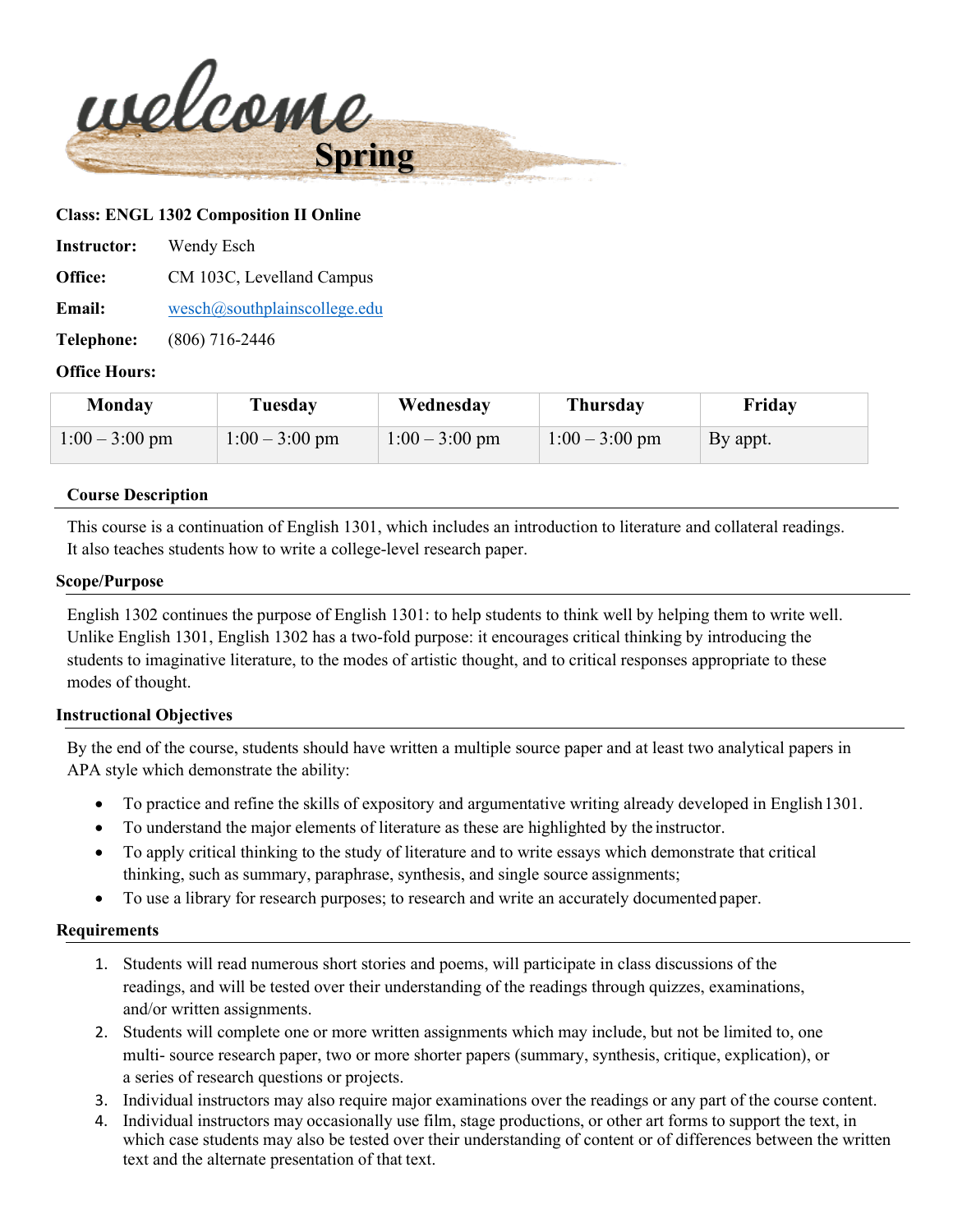# welcome Spring

**Class: ENGL 1302 Composition II Online**

**Instructor:** Wendy Esch

**Office:** CM 103C, Levelland Campus

**Email:** wesch@southplainscollege.edu

**Telephone:** (806) 716-2446

**Office Hours:**

| Monday | Tuesday | Wednesday | Thursday | Friday |
|---|---|---|---|---|
| 1:00 – 3:00 pm | 1:00 – 3:00 pm | 1:00 – 3:00 pm | 1:00 – 3:00 pm | By appt. |

## Course Description

This course is a continuation of English 1301, which includes an introduction to literature and collateral readings. It also teaches students how to write a college-level research paper.

## Scope/Purpose

English 1302 continues the purpose of English 1301: to help students to think well by helping them to write well. Unlike English 1301, English 1302 has a two-fold purpose: it encourages critical thinking by introducing the students to imaginative literature, to the modes of artistic thought, and to critical responses appropriate to these modes of thought.

## Instructional Objectives

By the end of the course, students should have written a multiple source paper and at least two analytical papers in APA style which demonstrate the ability:

- To practice and refine the skills of expository and argumentative writing already developed in English 1301.
- To understand the major elements of literature as these are highlighted by the instructor.
- To apply critical thinking to the study of literature and to write essays which demonstrate that critical thinking, such as summary, paraphrase, synthesis, and single source assignments;
- To use a library for research purposes; to research and write an accurately documented paper.

## Requirements

1. Students will read numerous short stories and poems, will participate in class discussions of the readings, and will be tested over their understanding of the readings through quizzes, examinations, and/or written assignments.
2. Students will complete one or more written assignments which may include, but not be limited to, one multi- source research paper, two or more shorter papers (summary, synthesis, critique, explication), or a series of research questions or projects.
3. Individual instructors may also require major examinations over the readings or any part of the course content.
4. Individual instructors may occasionally use film, stage productions, or other art forms to support the text, in which case students may also be tested over their understanding of content or of differences between the written text and the alternate presentation of that text.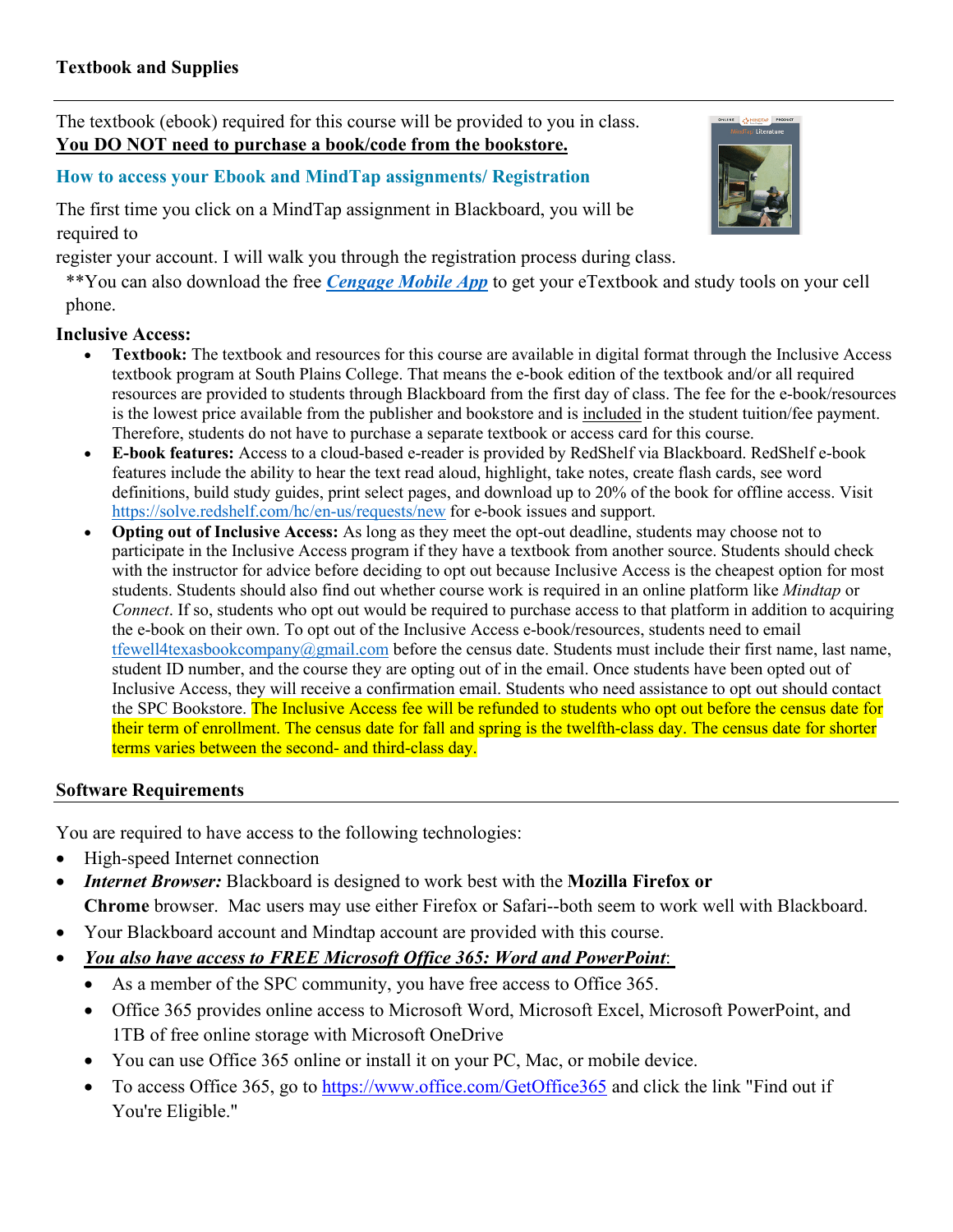**Textbook and Supplies**

---

The textbook (ebook) required for this course will be provided to you in class.
**You DO NOT need to purchase a book/code from the bookstore.**

### How to access your Ebook and MindTap assignments/ Registration

The first time you click on a MindTap assignment in Blackboard, you will be required to register your account. I will walk you through the registration process during class.

**You can also download the free ***Cengage Mobile App*** to get your eTextbook and study tools on your cell phone.

**Inclusive Access:**

- **Textbook:** The textbook and resources for this course are available in digital format through the Inclusive Access textbook program at South Plains College. That means the e-book edition of the textbook and/or all required resources are provided to students through Blackboard from the first day of class. The fee for the e-book/resources is the lowest price available from the publisher and bookstore and is included in the student tuition/fee payment. Therefore, students do not have to purchase a separate textbook or access card for this course.
- **E-book features:** Access to a cloud-based e-reader is provided by RedShelf via Blackboard. RedShelf e-book features include the ability to hear the text read aloud, highlight, take notes, create flash cards, see word definitions, build study guides, print select pages, and download up to 20% of the book for offline access. Visit https://solve.redshelf.com/hc/en-us/requests/new for e-book issues and support.
- **Opting out of Inclusive Access:** As long as they meet the opt-out deadline, students may choose not to participate in the Inclusive Access program if they have a textbook from another source. Students should check with the instructor for advice before deciding to opt out because Inclusive Access is the cheapest option for most students. Students should also find out whether course work is required in an online platform like *Mindtap* or *Connect*. If so, students who opt out would be required to purchase access to that platform in addition to acquiring the e-book on their own. To opt out of the Inclusive Access e-book/resources, students need to email tfewell4texasbookcompany@gmail.com before the census date. Students must include their first name, last name, student ID number, and the course they are opting out of in the email. Once students have been opted out of Inclusive Access, they will receive a confirmation email. Students who need assistance to opt out should contact the SPC Bookstore. The Inclusive Access fee will be refunded to students who opt out before the census date for their term of enrollment. The census date for fall and spring is the twelfth-class day. The census date for shorter terms varies between the second- and third-class day.

**Software Requirements**

---

You are required to have access to the following technologies:

- High-speed Internet connection
- ***Internet Browser:*** Blackboard is designed to work best with the **Mozilla Firefox or Chrome** browser. Mac users may use either Firefox or Safari--both seem to work well with Blackboard.
- Your Blackboard account and Mindtap account are provided with this course.
- ***You also have access to FREE Microsoft Office 365: Word and PowerPoint*:**
  - As a member of the SPC community, you have free access to Office 365.
  - Office 365 provides online access to Microsoft Word, Microsoft Excel, Microsoft PowerPoint, and 1TB of free online storage with Microsoft OneDrive
  - You can use Office 365 online or install it on your PC, Mac, or mobile device.
  - To access Office 365, go to https://www.office.com/GetOffice365 and click the link "Find out if You're Eligible."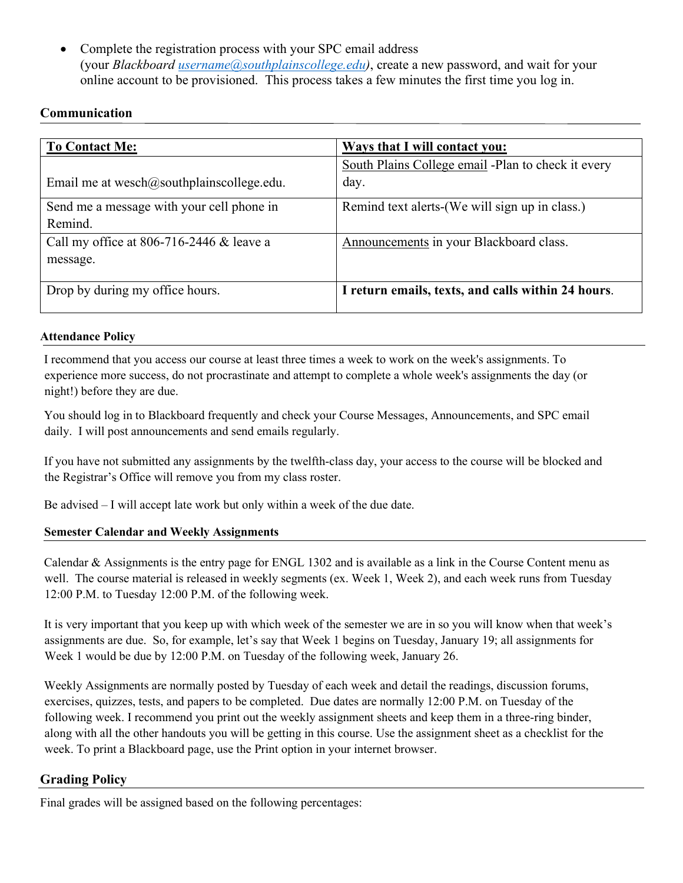- Complete the registration process with your SPC email address (your *Blackboard* username@southplainscollege.edu), create a new password, and wait for your online account to be provisioned. This process takes a few minutes the first time you log in.

## Communication

| **To Contact Me:** | **Ways that I will contact you:** |
|---|---|
| Email me at wesch@southplainscollege.edu. | South Plains College email -Plan to check it every day. |
| Send me a message with your cell phone in Remind. | Remind text alerts-(We will sign up in class.) |
| Call my office at 806-716-2446 & leave a message. | Announcements in your Blackboard class. |
| Drop by during my office hours. | **I return emails, texts, and calls within 24 hours**. |

### Attendance Policy

I recommend that you access our course at least three times a week to work on the week's assignments. To experience more success, do not procrastinate and attempt to complete a whole week's assignments the day (or night!) before they are due.

You should log in to Blackboard frequently and check your Course Messages, Announcements, and SPC email daily. I will post announcements and send emails regularly.

If you have not submitted any assignments by the twelfth-class day, your access to the course will be blocked and the Registrar's Office will remove you from my class roster.

Be advised – I will accept late work but only within a week of the due date.

### Semester Calendar and Weekly Assignments

Calendar & Assignments is the entry page for ENGL 1302 and is available as a link in the Course Content menu as well. The course material is released in weekly segments (ex. Week 1, Week 2), and each week runs from Tuesday 12:00 P.M. to Tuesday 12:00 P.M. of the following week.

It is very important that you keep up with which week of the semester we are in so you will know when that week's assignments are due. So, for example, let's say that Week 1 begins on Tuesday, January 19; all assignments for Week 1 would be due by 12:00 P.M. on Tuesday of the following week, January 26.

Weekly Assignments are normally posted by Tuesday of each week and detail the readings, discussion forums, exercises, quizzes, tests, and papers to be completed. Due dates are normally 12:00 P.M. on Tuesday of the following week. I recommend you print out the weekly assignment sheets and keep them in a three-ring binder, along with all the other handouts you will be getting in this course. Use the assignment sheet as a checklist for the week. To print a Blackboard page, use the Print option in your internet browser.

## Grading Policy

Final grades will be assigned based on the following percentages: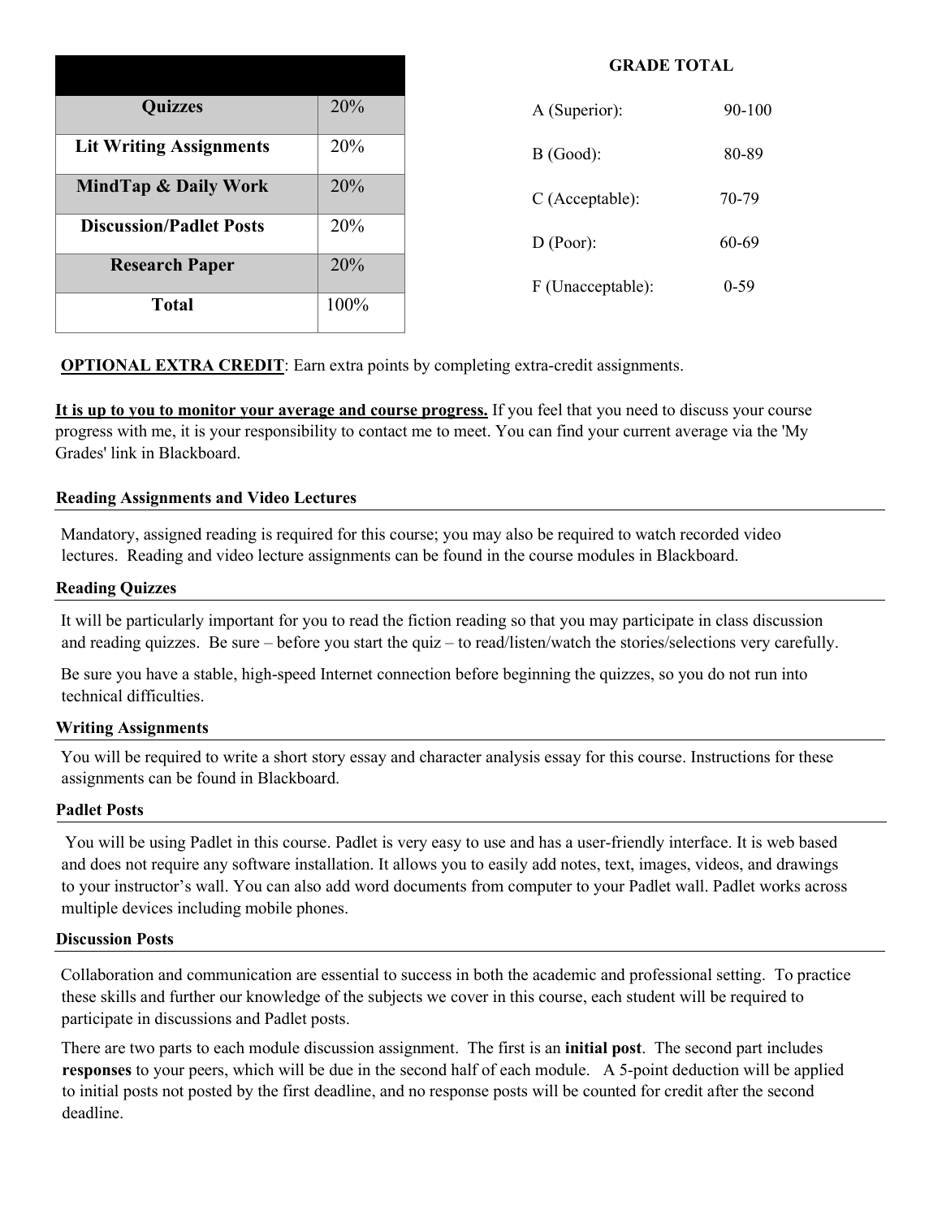| | |
|---|---|
| **Quizzes** | 20% |
| **Lit Writing Assignments** | 20% |
| **MindTap & Daily Work** | 20% |
| **Discussion/Padlet Posts** | 20% |
| **Research Paper** | 20% |
| **Total** | 100% |

**GRADE TOTAL**

| | |
|---|---|
| A (Superior): | 90-100 |
| B (Good): | 80-89 |
| C (Acceptable): | 70-79 |
| D (Poor): | 60-69 |
| F (Unacceptable): | 0-59 |

**OPTIONAL EXTRA CREDIT**: Earn extra points by completing extra-credit assignments.

**It is up to you to monitor your average and course progress.** If you feel that you need to discuss your course progress with me, it is your responsibility to contact me to meet. You can find your current average via the 'My Grades' link in Blackboard.

### Reading Assignments and Video Lectures

Mandatory, assigned reading is required for this course; you may also be required to watch recorded video lectures. Reading and video lecture assignments can be found in the course modules in Blackboard.

### Reading Quizzes

It will be particularly important for you to read the fiction reading so that you may participate in class discussion and reading quizzes. Be sure – before you start the quiz – to read/listen/watch the stories/selections very carefully.

Be sure you have a stable, high-speed Internet connection before beginning the quizzes, so you do not run into technical difficulties.

### Writing Assignments

You will be required to write a short story essay and character analysis essay for this course. Instructions for these assignments can be found in Blackboard.

### Padlet Posts

You will be using Padlet in this course. Padlet is very easy to use and has a user-friendly interface. It is web based and does not require any software installation. It allows you to easily add notes, text, images, videos, and drawings to your instructor's wall. You can also add word documents from computer to your Padlet wall. Padlet works across multiple devices including mobile phones.

### Discussion Posts

Collaboration and communication are essential to success in both the academic and professional setting. To practice these skills and further our knowledge of the subjects we cover in this course, each student will be required to participate in discussions and Padlet posts.

There are two parts to each module discussion assignment. The first is an **initial post**. The second part includes **responses** to your peers, which will be due in the second half of each module. A 5-point deduction will be applied to initial posts not posted by the first deadline, and no response posts will be counted for credit after the second deadline.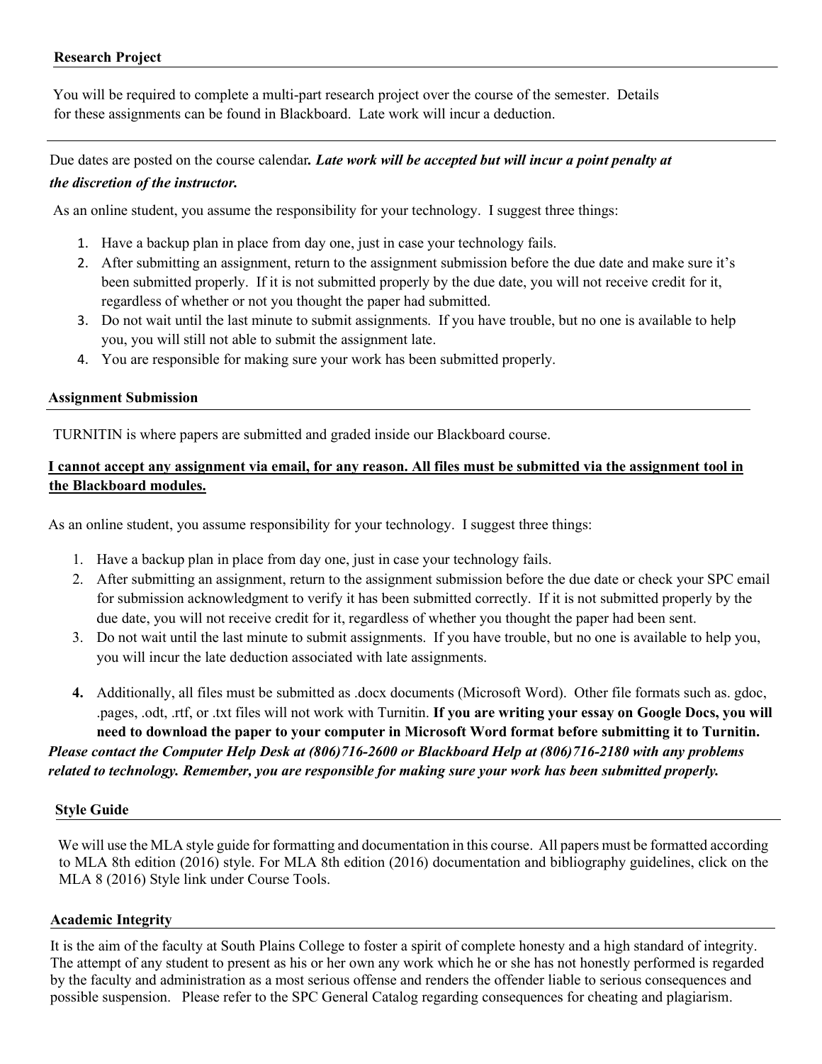### Research Project

You will be required to complete a multi-part research project over the course of the semester. Details for these assignments can be found in Blackboard. Late work will incur a deduction.

---

Due dates are posted on the course calendar***. Late work will be accepted but will incur a point penalty at the discretion of the instructor.***

As an online student, you assume the responsibility for your technology. I suggest three things:

1. Have a backup plan in place from day one, just in case your technology fails.
2. After submitting an assignment, return to the assignment submission before the due date and make sure it's been submitted properly. If it is not submitted properly by the due date, you will not receive credit for it, regardless of whether or not you thought the paper had submitted.
3. Do not wait until the last minute to submit assignments. If you have trouble, but no one is available to help you, you will still not able to submit the assignment late.
4. You are responsible for making sure your work has been submitted properly.

### Assignment Submission

TURNITIN is where papers are submitted and graded inside our Blackboard course.

<u>**I cannot accept any assignment via email, for any reason. All files must be submitted via the assignment tool in the Blackboard modules.**</u>

As an online student, you assume responsibility for your technology. I suggest three things:

1. Have a backup plan in place from day one, just in case your technology fails.
2. After submitting an assignment, return to the assignment submission before the due date or check your SPC email for submission acknowledgment to verify it has been submitted correctly. If it is not submitted properly by the due date, you will not receive credit for it, regardless of whether you thought the paper had been sent.
3. Do not wait until the last minute to submit assignments. If you have trouble, but no one is available to help you, you will incur the late deduction associated with late assignments.
4. Additionally, all files must be submitted as .docx documents (Microsoft Word). Other file formats such as. gdoc, .pages, .odt, .rtf, or .txt files will not work with Turnitin. **If you are writing your essay on Google Docs, you will need to download the paper to your computer in Microsoft Word format before submitting it to Turnitin.**

***Please contact the Computer Help Desk at (806)716-2600 or Blackboard Help at (806)716-2180 with any problems related to technology. Remember, you are responsible for making sure your work has been submitted properly.***

### Style Guide

We will use the MLA style guide for formatting and documentation in this course. All papers must be formatted according to MLA 8th edition (2016) style. For MLA 8th edition (2016) documentation and bibliography guidelines, click on the MLA 8 (2016) Style link under Course Tools.

### Academic Integrity

It is the aim of the faculty at South Plains College to foster a spirit of complete honesty and a high standard of integrity. The attempt of any student to present as his or her own any work which he or she has not honestly performed is regarded by the faculty and administration as a most serious offense and renders the offender liable to serious consequences and possible suspension. Please refer to the SPC General Catalog regarding consequences for cheating and plagiarism.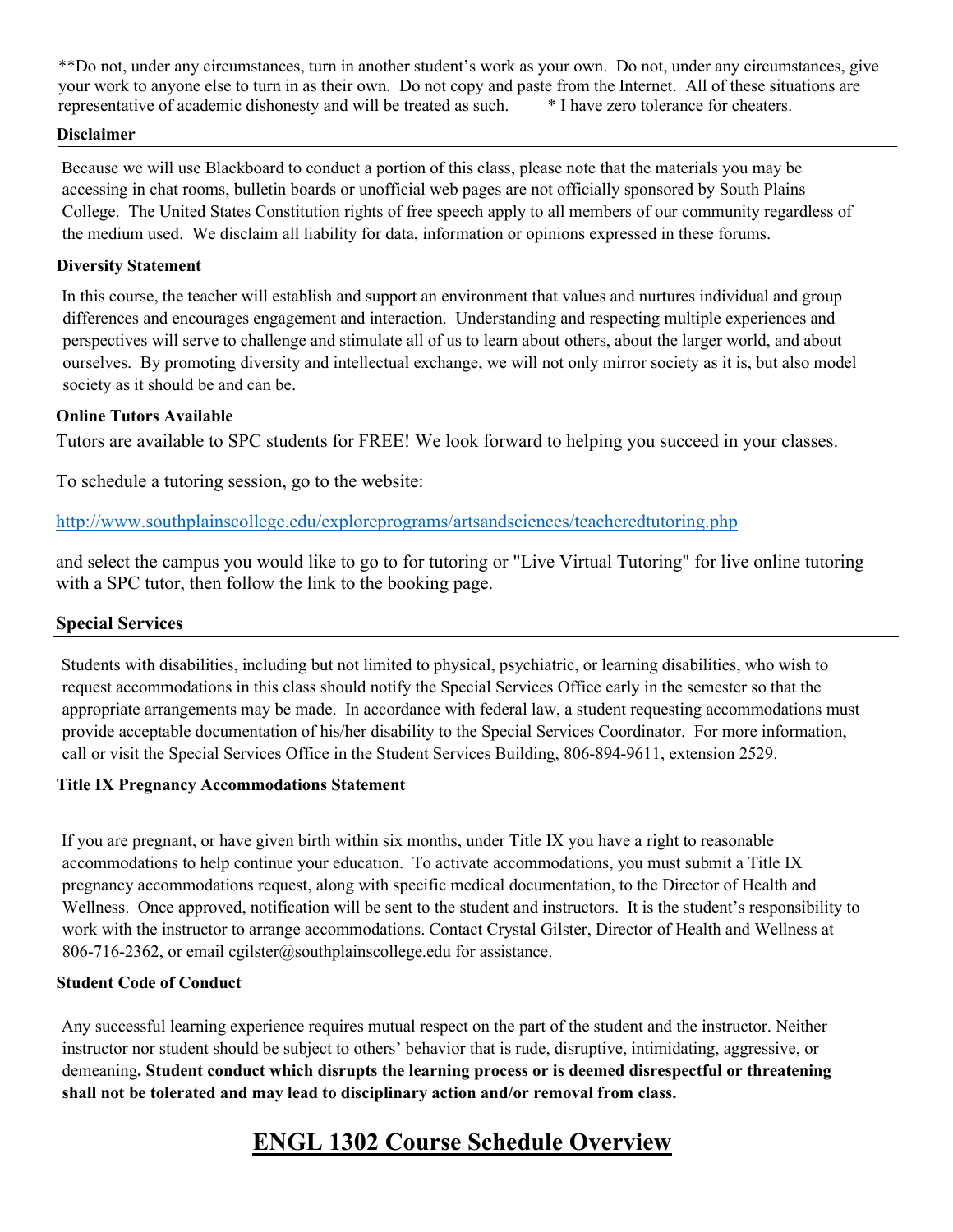**Do not, under any circumstances, turn in another student's work as your own. Do not, under any circumstances, give your work to anyone else to turn in as their own. Do not copy and paste from the Internet. All of these situations are representative of academic dishonesty and will be treated as such. * I have zero tolerance for cheaters.

### Disclaimer

Because we will use Blackboard to conduct a portion of this class, please note that the materials you may be accessing in chat rooms, bulletin boards or unofficial web pages are not officially sponsored by South Plains College. The United States Constitution rights of free speech apply to all members of our community regardless of the medium used. We disclaim all liability for data, information or opinions expressed in these forums.

### Diversity Statement

In this course, the teacher will establish and support an environment that values and nurtures individual and group differences and encourages engagement and interaction. Understanding and respecting multiple experiences and perspectives will serve to challenge and stimulate all of us to learn about others, about the larger world, and about ourselves. By promoting diversity and intellectual exchange, we will not only mirror society as it is, but also model society as it should be and can be.

### Online Tutors Available

Tutors are available to SPC students for FREE! We look forward to helping you succeed in your classes.

To schedule a tutoring session, go to the website:

http://www.southplainscollege.edu/exploreprograms/artsandsciences/teacheredtutoring.php

and select the campus you would like to go to for tutoring or "Live Virtual Tutoring" for live online tutoring with a SPC tutor, then follow the link to the booking page.

### Special Services

Students with disabilities, including but not limited to physical, psychiatric, or learning disabilities, who wish to request accommodations in this class should notify the Special Services Office early in the semester so that the appropriate arrangements may be made. In accordance with federal law, a student requesting accommodations must provide acceptable documentation of his/her disability to the Special Services Coordinator. For more information, call or visit the Special Services Office in the Student Services Building, 806-894-9611, extension 2529.

### Title IX Pregnancy Accommodations Statement

If you are pregnant, or have given birth within six months, under Title IX you have a right to reasonable accommodations to help continue your education. To activate accommodations, you must submit a Title IX pregnancy accommodations request, along with specific medical documentation, to the Director of Health and Wellness. Once approved, notification will be sent to the student and instructors. It is the student's responsibility to work with the instructor to arrange accommodations. Contact Crystal Gilster, Director of Health and Wellness at 806-716-2362, or email cgilster@southplainscollege.edu for assistance.

### Student Code of Conduct

Any successful learning experience requires mutual respect on the part of the student and the instructor. Neither instructor nor student should be subject to others' behavior that is rude, disruptive, intimidating, aggressive, or demeaning**. Student conduct which disrupts the learning process or is deemed disrespectful or threatening shall not be tolerated and may lead to disciplinary action and/or removal from class.**

# ENGL 1302 Course Schedule Overview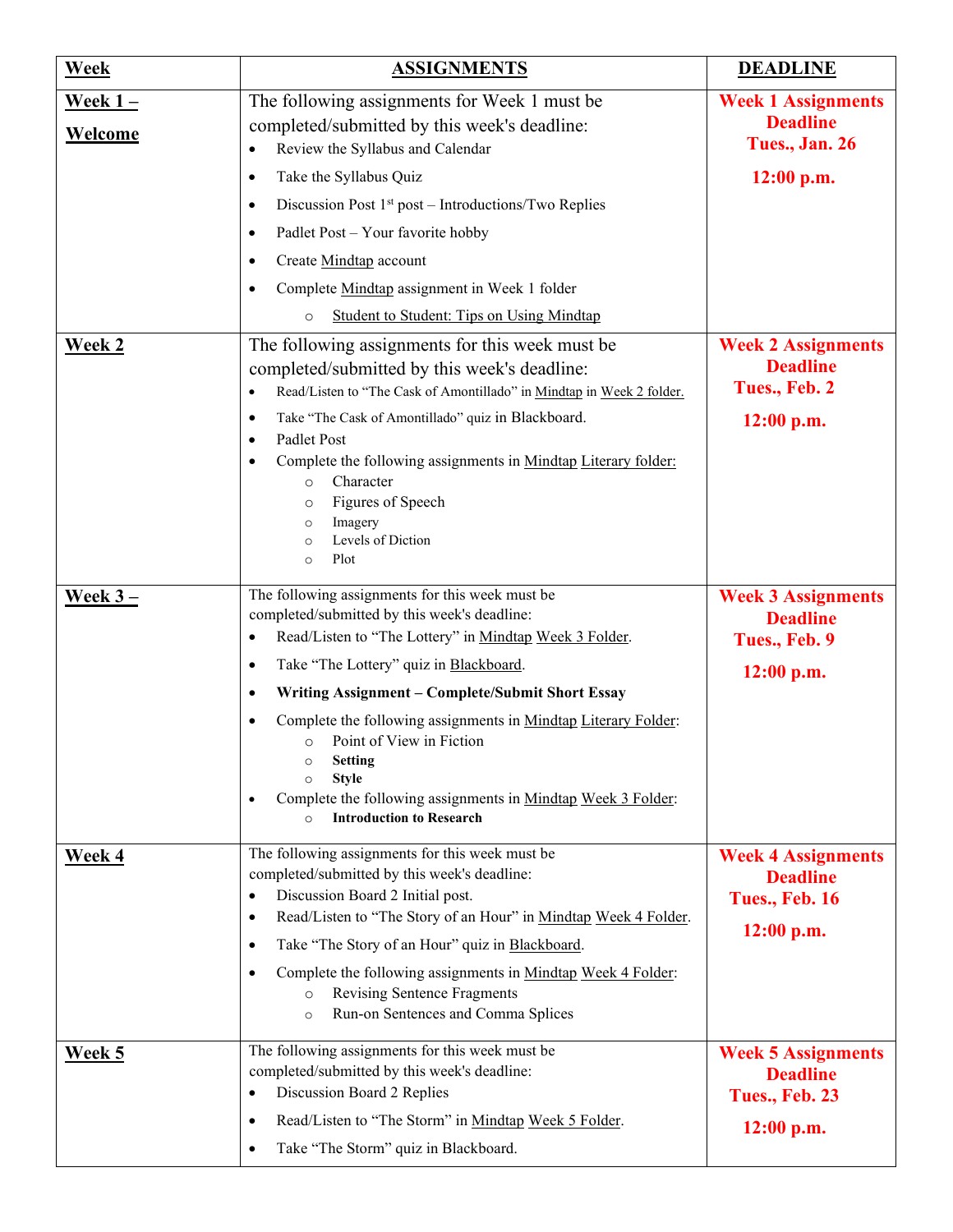| **Week** | **ASSIGNMENTS** | **DEADLINE** |
|---|---|---|
| **Week 1 – Welcome** | The following assignments for Week 1 must be completed/submitted by this week's deadline:<br>• Review the Syllabus and Calendar<br>• Take the Syllabus Quiz<br>• Discussion Post 1st post – Introductions/Two Replies<br>• Padlet Post – Your favorite hobby<br>• Create Mindtap account<br>• Complete Mindtap assignment in Week 1 folder<br>  ○ Student to Student: Tips on Using Mindtap | **Week 1 Assignments Deadline Tues., Jan. 26**<br>**12:00 p.m.** |
| **Week 2** | The following assignments for this week must be completed/submitted by this week's deadline:<br>• Read/Listen to "The Cask of Amontillado" in Mindtap in Week 2 folder.<br>• Take "The Cask of Amontillado" quiz in Blackboard.<br>• Padlet Post<br>• Complete the following assignments in Mindtap Literary folder:<br>  ○ Character<br>  ○ Figures of Speech<br>  ○ Imagery<br>  ○ Levels of Diction<br>  ○ Plot | **Week 2 Assignments Deadline Tues., Feb. 2**<br>**12:00 p.m.** |
| **Week 3 –** | The following assignments for this week must be completed/submitted by this week's deadline:<br>• Read/Listen to "The Lottery" in Mindtap Week 3 Folder.<br>• Take "The Lottery" quiz in Blackboard.<br>• **Writing Assignment – Complete/Submit Short Essay**<br>• Complete the following assignments in Mindtap Literary Folder:<br>  ○ Point of View in Fiction<br>  ○ **Setting**<br>  ○ **Style**<br>• Complete the following assignments in Mindtap Week 3 Folder:<br>  ○ **Introduction to Research** | **Week 3 Assignments Deadline Tues., Feb. 9**<br>**12:00 p.m.** |
| **Week 4** | The following assignments for this week must be completed/submitted by this week's deadline:<br>• Discussion Board 2 Initial post.<br>• Read/Listen to "The Story of an Hour" in Mindtap Week 4 Folder.<br>• Take "The Story of an Hour" quiz in Blackboard.<br>• Complete the following assignments in Mindtap Week 4 Folder:<br>  ○ Revising Sentence Fragments<br>  ○ Run-on Sentences and Comma Splices | **Week 4 Assignments Deadline Tues., Feb. 16**<br>**12:00 p.m.** |
| **Week 5** | The following assignments for this week must be completed/submitted by this week's deadline:<br>• Discussion Board 2 Replies<br>• Read/Listen to "The Storm" in Mindtap Week 5 Folder.<br>• Take "The Storm" quiz in Blackboard. | **Week 5 Assignments Deadline Tues., Feb. 23**<br>**12:00 p.m.** |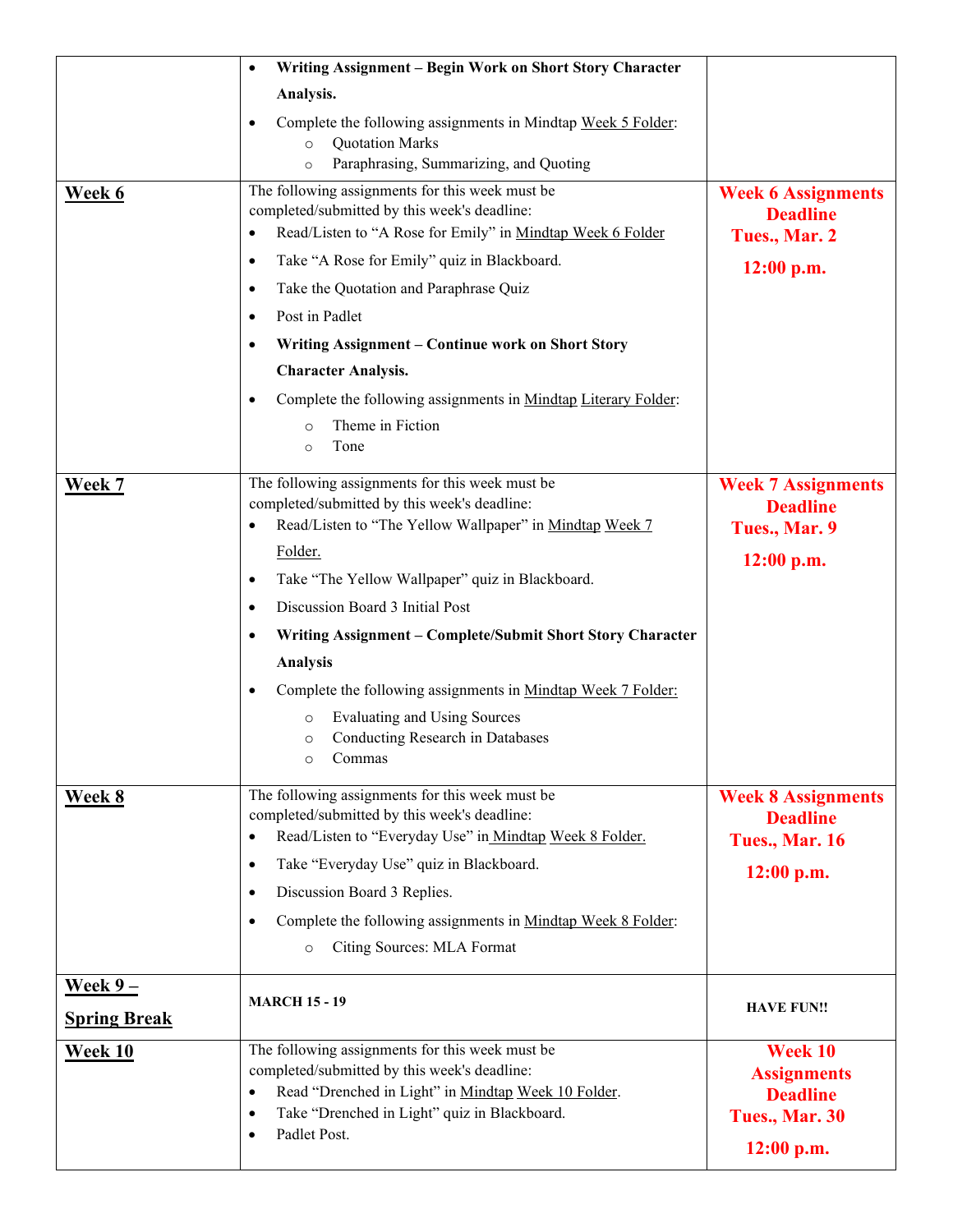| | | |
|---|---|---|
| | • **Writing Assignment – Begin Work on Short Story Character Analysis.**<br>• Complete the following assignments in Mindtap Week 5 Folder:<br>  ○ Quotation Marks<br>  ○ Paraphrasing, Summarizing, and Quoting | |
| **Week 6** | The following assignments for this week must be completed/submitted by this week's deadline:<br>• Read/Listen to "A Rose for Emily" in Mindtap Week 6 Folder<br>• Take "A Rose for Emily" quiz in Blackboard.<br>• Take the Quotation and Paraphrase Quiz<br>• Post in Padlet<br>• **Writing Assignment – Continue work on Short Story Character Analysis.**<br>• Complete the following assignments in Mindtap Literary Folder:<br>  ○ Theme in Fiction<br>  ○ Tone | **Week 6 Assignments Deadline Tues., Mar. 2 12:00 p.m.** |
| **Week 7** | The following assignments for this week must be completed/submitted by this week's deadline:<br>• Read/Listen to "The Yellow Wallpaper" in Mindtap Week 7 Folder.<br>• Take "The Yellow Wallpaper" quiz in Blackboard.<br>• Discussion Board 3 Initial Post<br>• **Writing Assignment – Complete/Submit Short Story Character Analysis**<br>• Complete the following assignments in Mindtap Week 7 Folder:<br>  ○ Evaluating and Using Sources<br>  ○ Conducting Research in Databases<br>  ○ Commas | **Week 7 Assignments Deadline Tues., Mar. 9 12:00 p.m.** |
| **Week 8** | The following assignments for this week must be completed/submitted by this week's deadline:<br>• Read/Listen to "Everyday Use" in Mindtap Week 8 Folder.<br>• Take "Everyday Use" quiz in Blackboard.<br>• Discussion Board 3 Replies.<br>• Complete the following assignments in Mindtap Week 8 Folder:<br>  ○ Citing Sources: MLA Format | **Week 8 Assignments Deadline Tues., Mar. 16 12:00 p.m.** |
| **Week 9 – Spring Break** | **MARCH 15 - 19** | **HAVE FUN!!** |
| **Week 10** | The following assignments for this week must be completed/submitted by this week's deadline:<br>• Read "Drenched in Light" in Mindtap Week 10 Folder.<br>• Take "Drenched in Light" quiz in Blackboard.<br>• Padlet Post. | **Week 10 Assignments Deadline Tues., Mar. 30 12:00 p.m.** |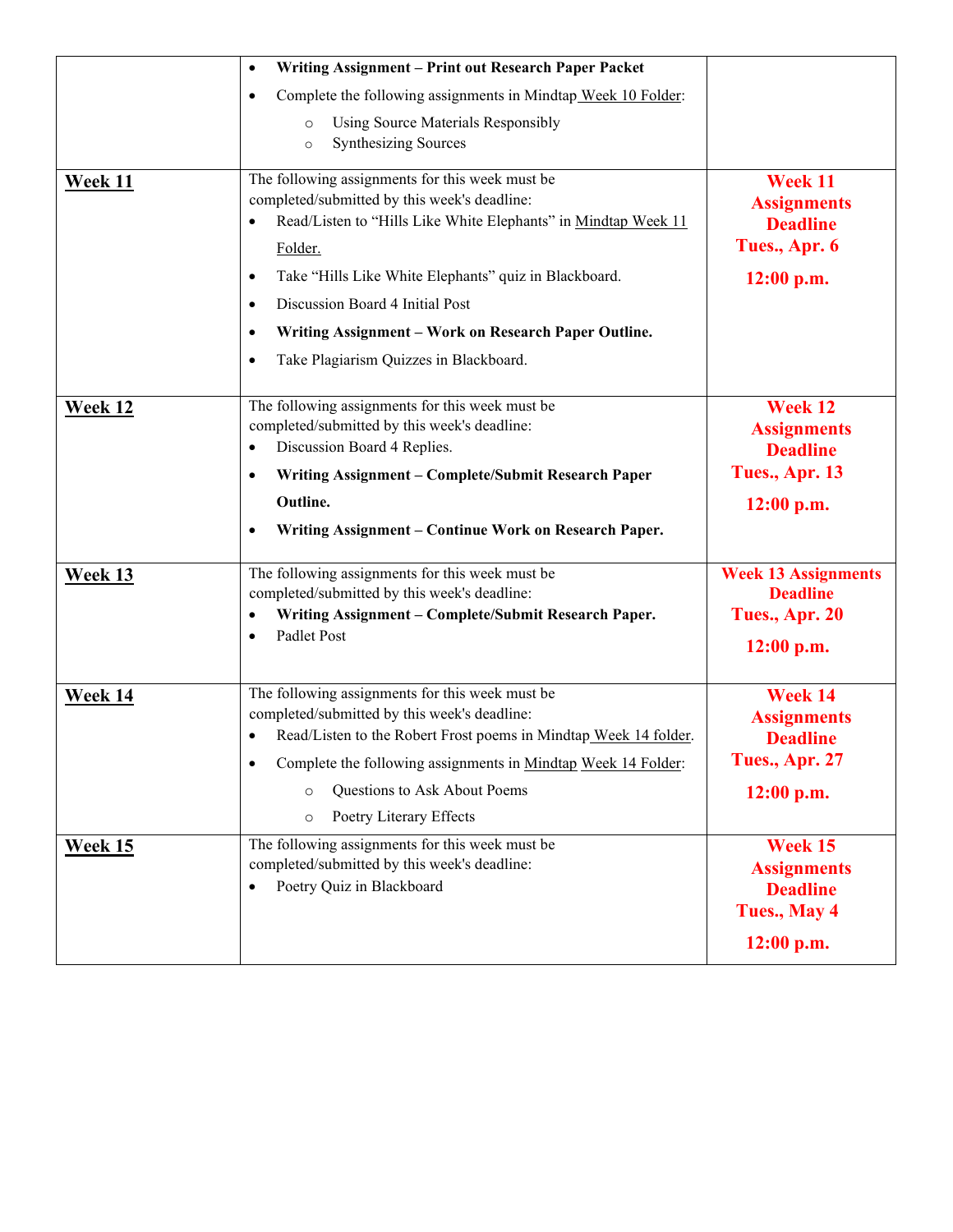| | | |
|---|---|---|
| | • **Writing Assignment – Print out Research Paper Packet**<br>• Complete the following assignments in Mindtap Week 10 Folder:<br>  ○ Using Source Materials Responsibly<br>  ○ Synthesizing Sources | |
| **Week 11** | The following assignments for this week must be completed/submitted by this week's deadline:<br>• Read/Listen to "Hills Like White Elephants" in Mindtap Week 11 Folder.<br>• Take "Hills Like White Elephants" quiz in Blackboard.<br>• Discussion Board 4 Initial Post<br>• **Writing Assignment – Work on Research Paper Outline.**<br>• Take Plagiarism Quizzes in Blackboard. | **Week 11 Assignments Deadline Tues., Apr. 6 12:00 p.m.** |
| **Week 12** | The following assignments for this week must be completed/submitted by this week's deadline:<br>• Discussion Board 4 Replies.<br>• **Writing Assignment – Complete/Submit Research Paper Outline.**<br>• **Writing Assignment – Continue Work on Research Paper.** | **Week 12 Assignments Deadline Tues., Apr. 13 12:00 p.m.** |
| **Week 13** | The following assignments for this week must be completed/submitted by this week's deadline:<br>• **Writing Assignment – Complete/Submit Research Paper.**<br>• Padlet Post | **Week 13 Assignments Deadline Tues., Apr. 20 12:00 p.m.** |
| **Week 14** | The following assignments for this week must be completed/submitted by this week's deadline:<br>• Read/Listen to the Robert Frost poems in Mindtap Week 14 folder.<br>• Complete the following assignments in Mindtap Week 14 Folder:<br>  ○ Questions to Ask About Poems<br>  ○ Poetry Literary Effects | **Week 14 Assignments Deadline Tues., Apr. 27 12:00 p.m.** |
| **Week 15** | The following assignments for this week must be completed/submitted by this week's deadline:<br>• Poetry Quiz in Blackboard | **Week 15 Assignments Deadline Tues., May 4 12:00 p.m.** |